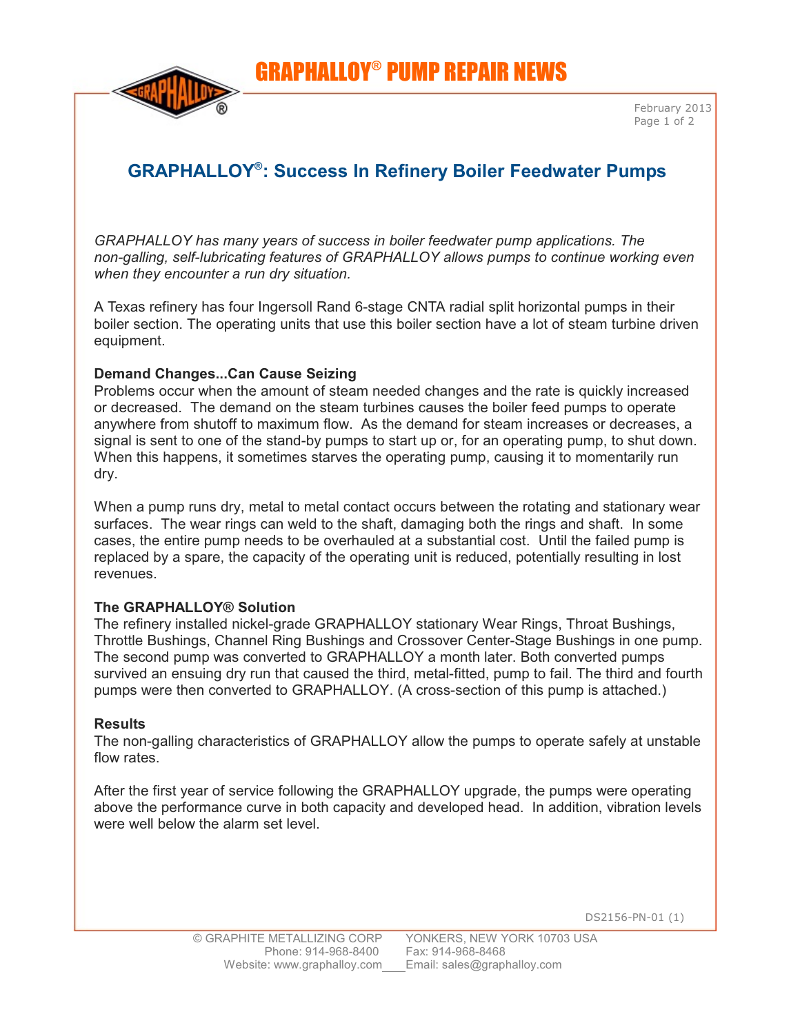# GRAPHALLOY® PUMP REPAIR NEWS

February 2013

## GRAPHALLOY®: Success In Refinery Boiler Feedwater Pumps

*GRAPHALLOY has many years of success in boiler feedwater pump applications. The non-galling, self-lubricating features of GRAPHALLOY allows pumps to continue working even when they encounter a run dry situation.*

A Texas refinery has four Ingersoll Rand 6-stage CNTA radial split horizontal pumps in their boiler section. The operating units that use this boiler section have a lot of steam turbine driven equipment.

**Demand Changes...Can Cause Seizing**

Problems occur when the amount of steam needed changes and the rate is quickly increased or decreased. The demand on the steam turbines causes the boiler feed pumps to operate anywhere from shutoff to maximum flow. As the demand for steam increases or decreases, a signal is sent to one of the stand-by pumps to start up or, for an operating pump, to shut down. When this happens, it sometimes starves the operating pump, causing it to momentarily run dry.

When a pump runs dry, metal to metal contact occurs between the rotating and stationary wear surfaces. The wear rings can weld to the shaft, damaging both the rings and shaft. In some cases, the entire pump needs to be overhauled at a substantial cost. Until the failed pump is replaced by a spare, the capacity of the operating unit is reduced, potentially resulting in lost revenues.

**The GRAPHALLOY® Solution**

The refinery installed nickel-grade GRAPHALLOY stationary Wear Rings, Throat Bushings, Throttle Bushings, Channel Ring Bushings and Crossover Center-Stage Bushings in one pump. The second pump was converted to GRAPHALLOY a month later. Both converted pumps survived an ensuing dry run that caused the third, metal-fitted, pump to fail. The third and fourth pumps were then converted to GRAPHALLOY. (A cross-section of this pump is attached.)

**Results**

The non-galling characteristics of GRAPHALLOY allow the pumps to operate safely at unstable flow rates.

After the first year of service following the GRAPHALLOY upgrade, the pumps were operating above the performance curve in both capacity and developed head. In addition, vibration levels were well below the alarm set level.

DS2156-PN-01 (1)

© GRAPHITE METALLIZING CORP YONKERS, NEW YORK 10703 USA
Phone: 914-968-8400 Fax: 914-968-8468
Website: www.graphalloy.com Email: sales@graphalloy.com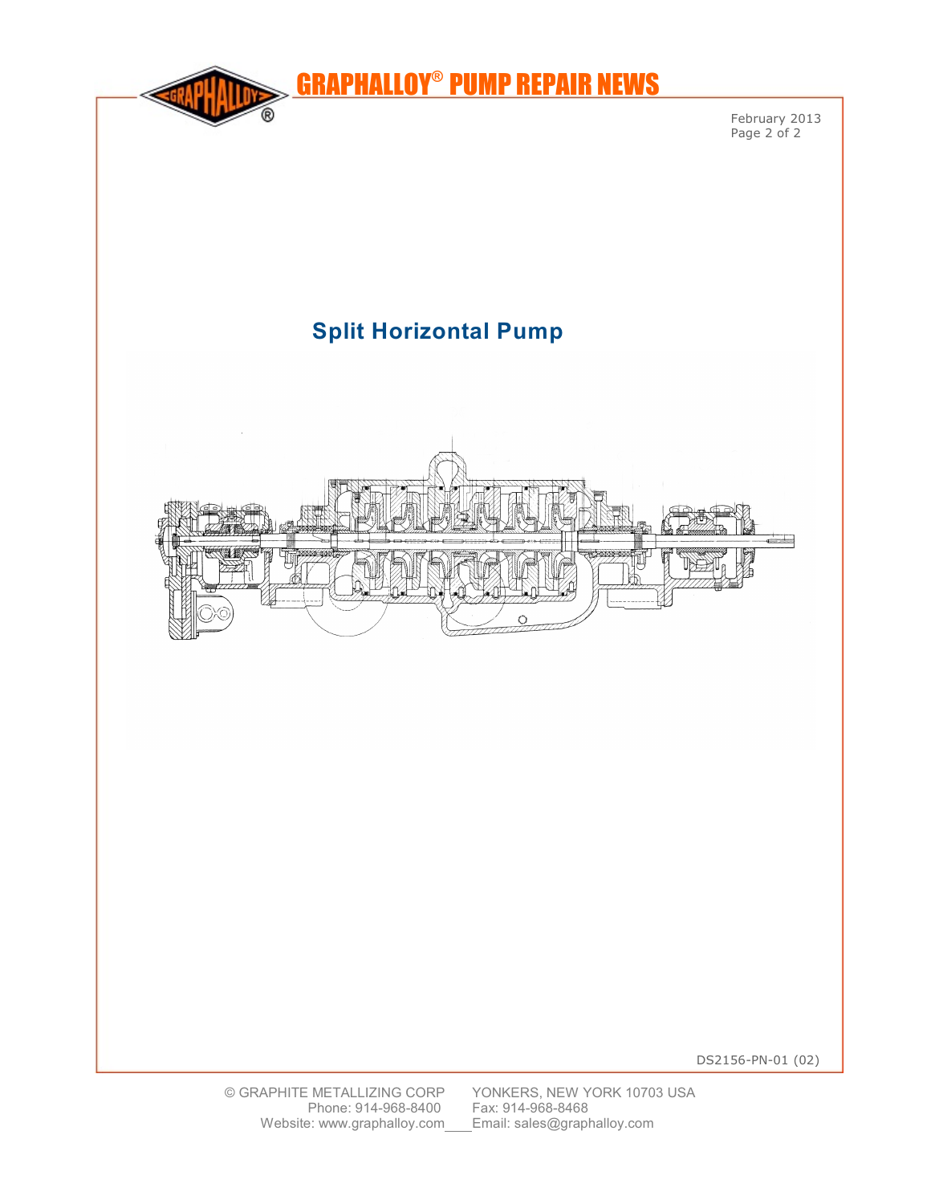## Split Horizontal Pump

DS2156-PN-01 (02)

© GRAPHITE METALLIZING CORP YONKERS, NEW YORK 10703 USA
Phone: 914-968-8400 Fax: 914-968-8468
Website: www.graphalloy.com Email: sales@graphalloy.com